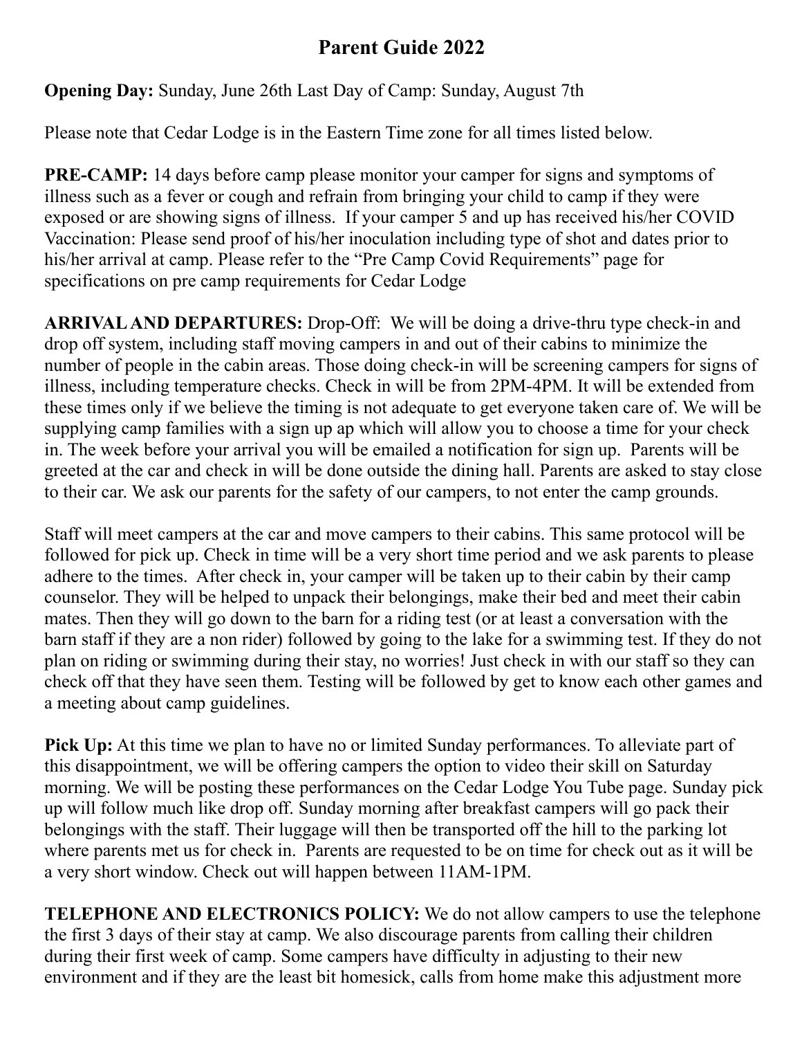# Parent Guide 2022

**Opening Day:** Sunday, June 26th Last Day of Camp: Sunday, August 7th

Please note that Cedar Lodge is in the Eastern Time zone for all times listed below.

**PRE-CAMP:** 14 days before camp please monitor your camper for signs and symptoms of illness such as a fever or cough and refrain from bringing your child to camp if they were exposed or are showing signs of illness. If your camper 5 and up has received his/her COVID Vaccination: Please send proof of his/her inoculation including type of shot and dates prior to his/her arrival at camp. Please refer to the "Pre Camp Covid Requirements" page for specifications on pre camp requirements for Cedar Lodge

**ARRIVAL AND DEPARTURES:** Drop-Off: We will be doing a drive-thru type check-in and drop off system, including staff moving campers in and out of their cabins to minimize the number of people in the cabin areas. Those doing check-in will be screening campers for signs of illness, including temperature checks. Check in will be from 2PM-4PM. It will be extended from these times only if we believe the timing is not adequate to get everyone taken care of. We will be supplying camp families with a sign up ap which will allow you to choose a time for your check in. The week before your arrival you will be emailed a notification for sign up. Parents will be greeted at the car and check in will be done outside the dining hall. Parents are asked to stay close to their car. We ask our parents for the safety of our campers, to not enter the camp grounds.

Staff will meet campers at the car and move campers to their cabins. This same protocol will be followed for pick up. Check in time will be a very short time period and we ask parents to please adhere to the times. After check in, your camper will be taken up to their cabin by their camp counselor. They will be helped to unpack their belongings, make their bed and meet their cabin mates. Then they will go down to the barn for a riding test (or at least a conversation with the barn staff if they are a non rider) followed by going to the lake for a swimming test. If they do not plan on riding or swimming during their stay, no worries! Just check in with our staff so they can check off that they have seen them. Testing will be followed by get to know each other games and a meeting about camp guidelines.

**Pick Up:** At this time we plan to have no or limited Sunday performances. To alleviate part of this disappointment, we will be offering campers the option to video their skill on Saturday morning. We will be posting these performances on the Cedar Lodge You Tube page. Sunday pick up will follow much like drop off. Sunday morning after breakfast campers will go pack their belongings with the staff. Their luggage will then be transported off the hill to the parking lot where parents met us for check in. Parents are requested to be on time for check out as it will be a very short window. Check out will happen between 11AM-1PM.

**TELEPHONE AND ELECTRONICS POLICY:** We do not allow campers to use the telephone the first 3 days of their stay at camp. We also discourage parents from calling their children during their first week of camp. Some campers have difficulty in adjusting to their new environment and if they are the least bit homesick, calls from home make this adjustment more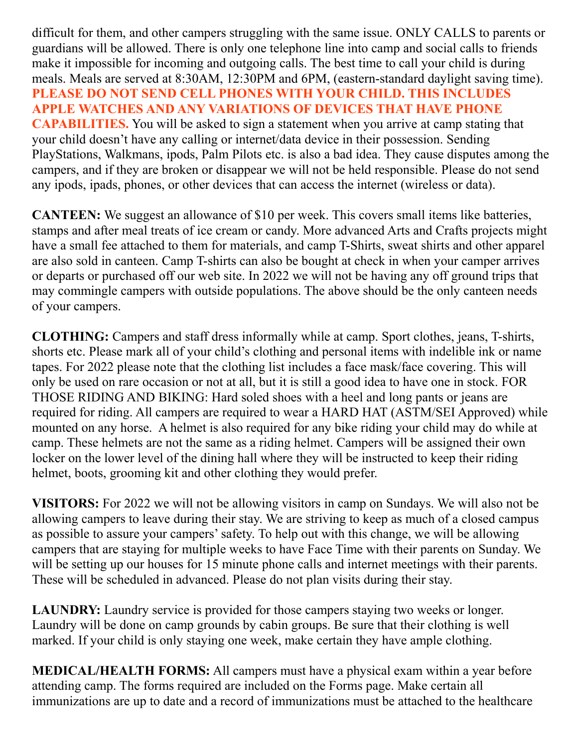difficult for them, and other campers struggling with the same issue. ONLY CALLS to parents or guardians will be allowed. There is only one telephone line into camp and social calls to friends make it impossible for incoming and outgoing calls. The best time to call your child is during meals. Meals are served at 8:30AM, 12:30PM and 6PM, (eastern-standard daylight saving time). **PLEASE DO NOT SEND CELL PHONES WITH YOUR CHILD. THIS INCLUDES APPLE WATCHES AND ANY VARIATIONS OF DEVICES THAT HAVE PHONE CAPABILITIES.** You will be asked to sign a statement when you arrive at camp stating that your child doesn't have any calling or internet/data device in their possession. Sending PlayStations, Walkmans, ipods, Palm Pilots etc. is also a bad idea. They cause disputes among the campers, and if they are broken or disappear we will not be held responsible. Please do not send any ipods, ipads, phones, or other devices that can access the internet (wireless or data).

**CANTEEN:** We suggest an allowance of $10 per week. This covers small items like batteries, stamps and after meal treats of ice cream or candy. More advanced Arts and Crafts projects might have a small fee attached to them for materials, and camp T-Shirts, sweat shirts and other apparel are also sold in canteen. Camp T-shirts can also be bought at check in when your camper arrives or departs or purchased off our web site. In 2022 we will not be having any off ground trips that may commingle campers with outside populations. The above should be the only canteen needs of your campers.

**CLOTHING:** Campers and staff dress informally while at camp. Sport clothes, jeans, T-shirts, shorts etc. Please mark all of your child's clothing and personal items with indelible ink or name tapes. For 2022 please note that the clothing list includes a face mask/face covering. This will only be used on rare occasion or not at all, but it is still a good idea to have one in stock. FOR THOSE RIDING AND BIKING: Hard soled shoes with a heel and long pants or jeans are required for riding. All campers are required to wear a HARD HAT (ASTM/SEI Approved) while mounted on any horse. A helmet is also required for any bike riding your child may do while at camp. These helmets are not the same as a riding helmet. Campers will be assigned their own locker on the lower level of the dining hall where they will be instructed to keep their riding helmet, boots, grooming kit and other clothing they would prefer.

**VISITORS:** For 2022 we will not be allowing visitors in camp on Sundays. We will also not be allowing campers to leave during their stay. We are striving to keep as much of a closed campus as possible to assure your campers' safety. To help out with this change, we will be allowing campers that are staying for multiple weeks to have Face Time with their parents on Sunday. We will be setting up our houses for 15 minute phone calls and internet meetings with their parents. These will be scheduled in advanced. Please do not plan visits during their stay.

**LAUNDRY:** Laundry service is provided for those campers staying two weeks or longer. Laundry will be done on camp grounds by cabin groups. Be sure that their clothing is well marked. If your child is only staying one week, make certain they have ample clothing.

**MEDICAL/HEALTH FORMS:** All campers must have a physical exam within a year before attending camp. The forms required are included on the Forms page. Make certain all immunizations are up to date and a record of immunizations must be attached to the healthcare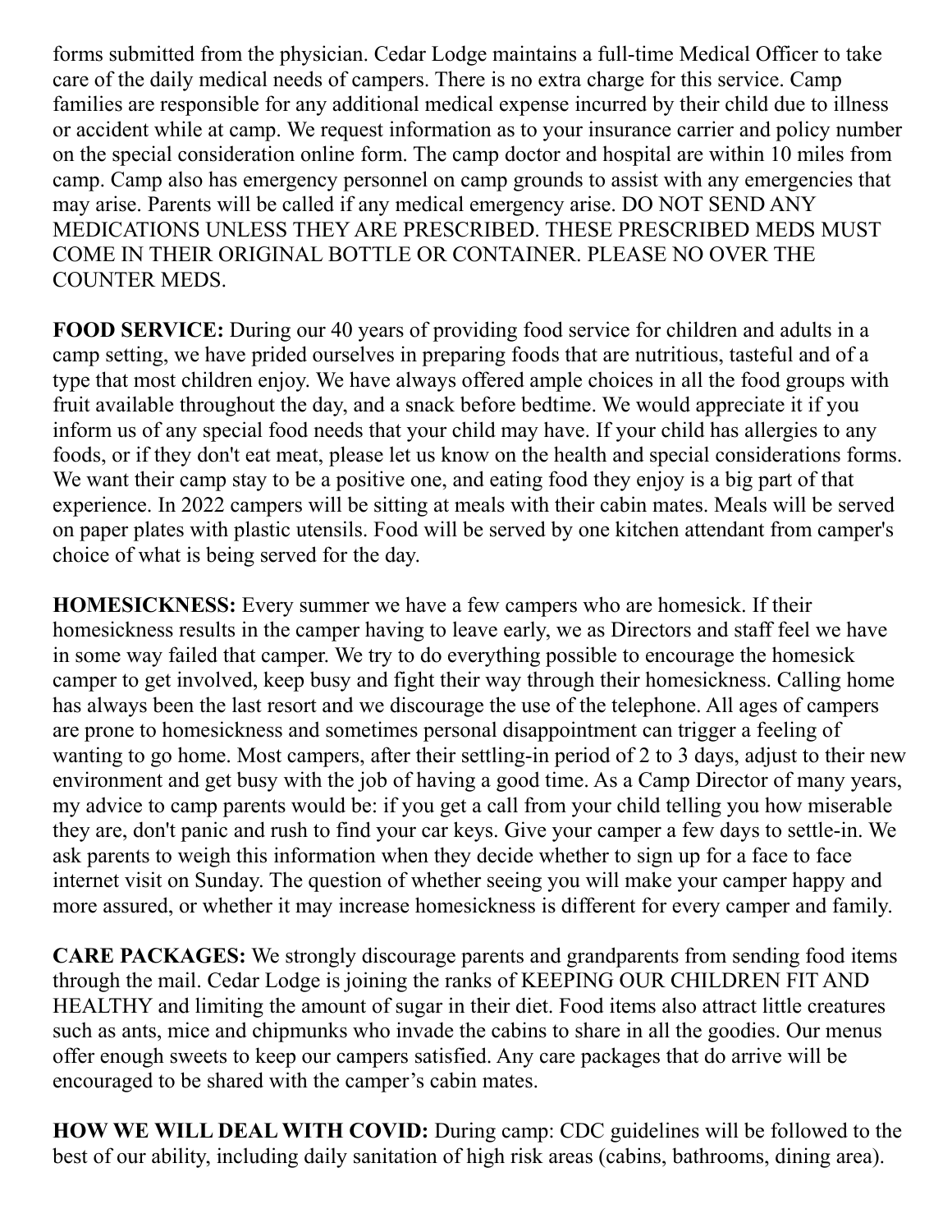forms submitted from the physician. Cedar Lodge maintains a full-time Medical Officer to take care of the daily medical needs of campers. There is no extra charge for this service. Camp families are responsible for any additional medical expense incurred by their child due to illness or accident while at camp. We request information as to your insurance carrier and policy number on the special consideration online form. The camp doctor and hospital are within 10 miles from camp. Camp also has emergency personnel on camp grounds to assist with any emergencies that may arise. Parents will be called if any medical emergency arise. DO NOT SEND ANY MEDICATIONS UNLESS THEY ARE PRESCRIBED. THESE PRESCRIBED MEDS MUST COME IN THEIR ORIGINAL BOTTLE OR CONTAINER. PLEASE NO OVER THE COUNTER MEDS.

**FOOD SERVICE:** During our 40 years of providing food service for children and adults in a camp setting, we have prided ourselves in preparing foods that are nutritious, tasteful and of a type that most children enjoy. We have always offered ample choices in all the food groups with fruit available throughout the day, and a snack before bedtime. We would appreciate it if you inform us of any special food needs that your child may have. If your child has allergies to any foods, or if they don't eat meat, please let us know on the health and special considerations forms. We want their camp stay to be a positive one, and eating food they enjoy is a big part of that experience. In 2022 campers will be sitting at meals with their cabin mates. Meals will be served on paper plates with plastic utensils. Food will be served by one kitchen attendant from camper's choice of what is being served for the day.

**HOMESICKNESS:** Every summer we have a few campers who are homesick. If their homesickness results in the camper having to leave early, we as Directors and staff feel we have in some way failed that camper. We try to do everything possible to encourage the homesick camper to get involved, keep busy and fight their way through their homesickness. Calling home has always been the last resort and we discourage the use of the telephone. All ages of campers are prone to homesickness and sometimes personal disappointment can trigger a feeling of wanting to go home. Most campers, after their settling-in period of 2 to 3 days, adjust to their new environment and get busy with the job of having a good time. As a Camp Director of many years, my advice to camp parents would be: if you get a call from your child telling you how miserable they are, don't panic and rush to find your car keys. Give your camper a few days to settle-in. We ask parents to weigh this information when they decide whether to sign up for a face to face internet visit on Sunday. The question of whether seeing you will make your camper happy and more assured, or whether it may increase homesickness is different for every camper and family.

**CARE PACKAGES:** We strongly discourage parents and grandparents from sending food items through the mail. Cedar Lodge is joining the ranks of KEEPING OUR CHILDREN FIT AND HEALTHY and limiting the amount of sugar in their diet. Food items also attract little creatures such as ants, mice and chipmunks who invade the cabins to share in all the goodies. Our menus offer enough sweets to keep our campers satisfied. Any care packages that do arrive will be encouraged to be shared with the camper's cabin mates.

**HOW WE WILL DEAL WITH COVID:** During camp: CDC guidelines will be followed to the best of our ability, including daily sanitation of high risk areas (cabins, bathrooms, dining area).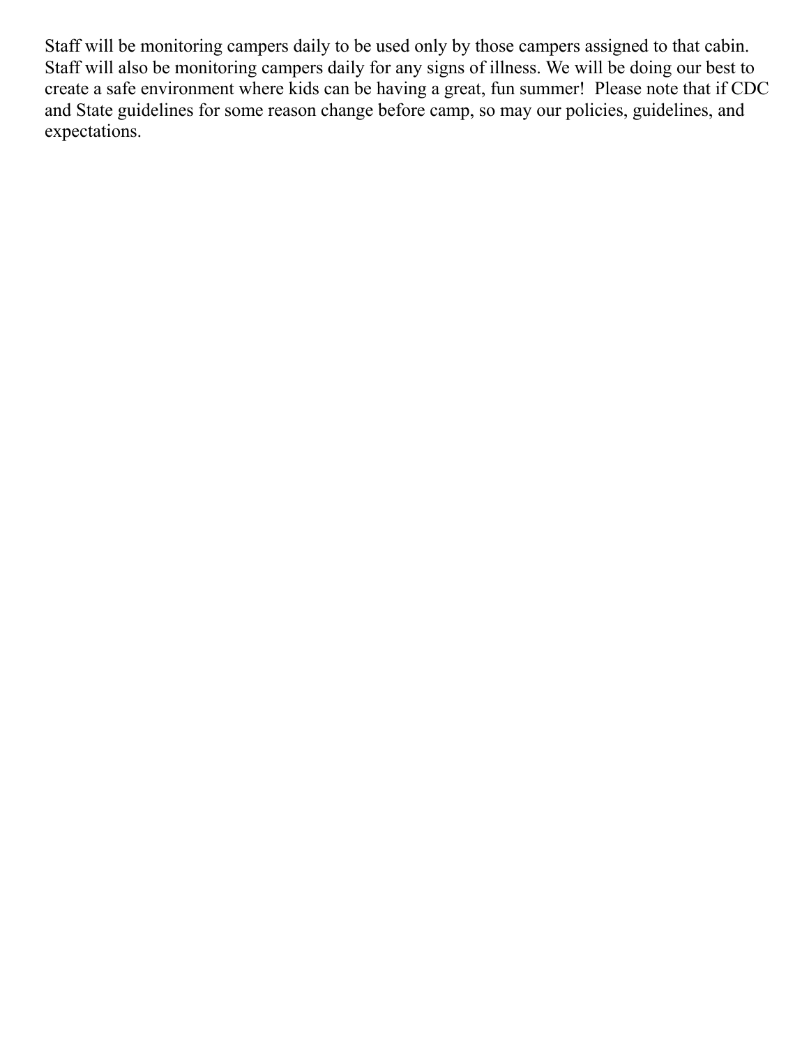Staff will be monitoring campers daily to be used only by those campers assigned to that cabin. Staff will also be monitoring campers daily for any signs of illness. We will be doing our best to create a safe environment where kids can be having a great, fun summer!  Please note that if CDC and State guidelines for some reason change before camp, so may our policies, guidelines, and expectations.